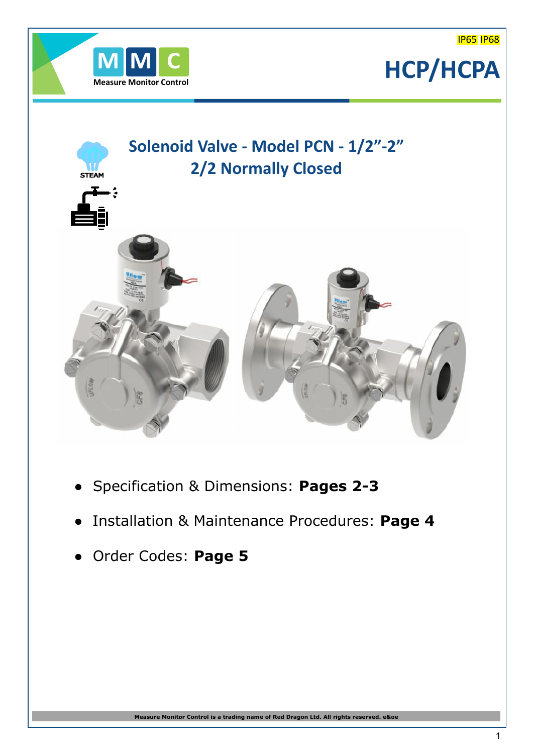IP65 IP68

# HCP/HCPA

## Solenoid Valve - Model PCN - 1/2”-2”
## 2/2 Normally Closed

STEAM

- Specification & Dimensions: **Pages 2-3**
- Installation & Maintenance Procedures: **Page 4**
- Order Codes: **Page 5**

Measure Monitor Control is a trading name of Red Dragon Ltd. All rights reserved. e&oe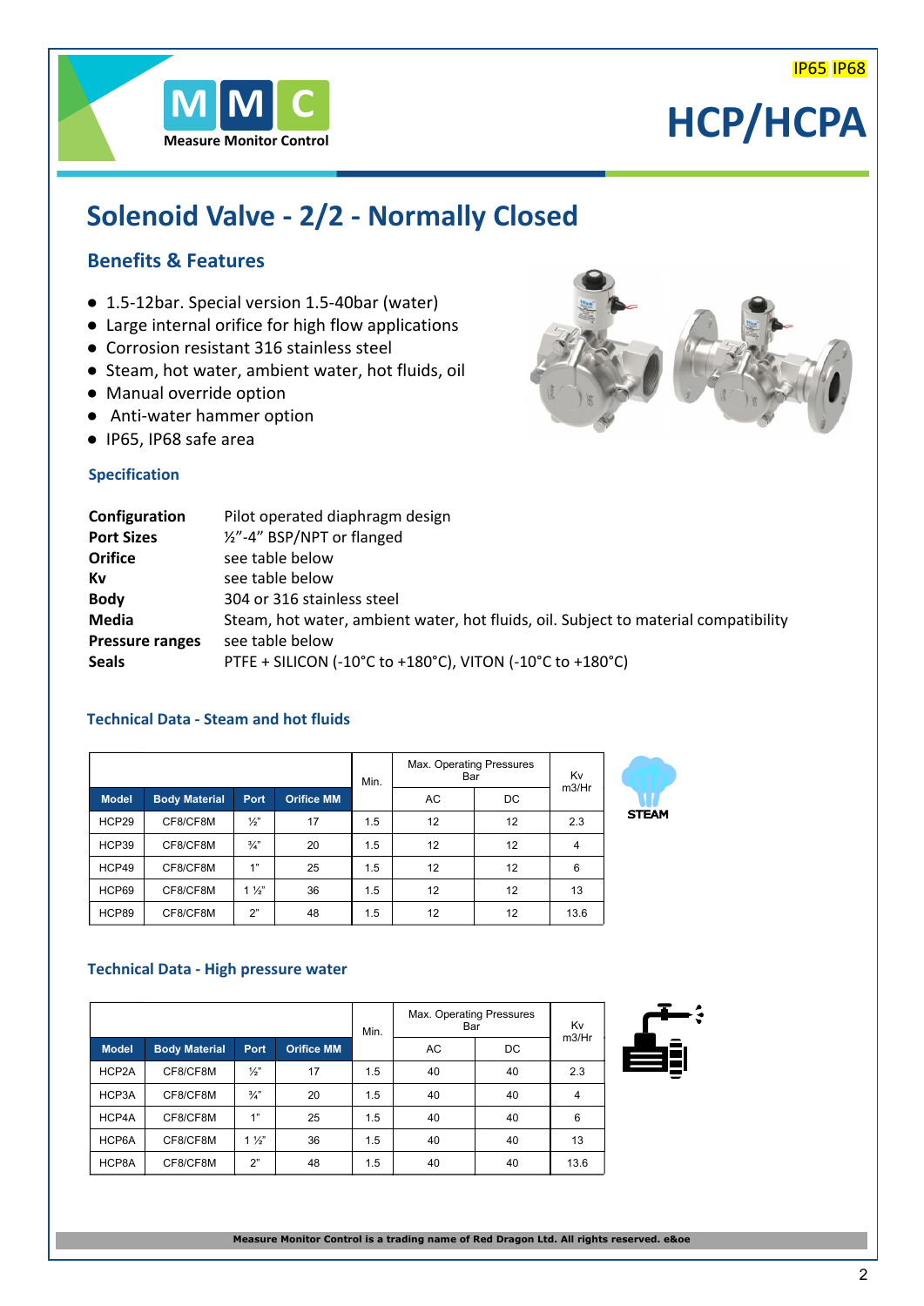IP65 IP68

# HCP/HCPA

## Solenoid Valve - 2/2 - Normally Closed

### Benefits & Features

- 1.5-12bar. Special version 1.5-40bar (water)
- Large internal orifice for high flow applications
- Corrosion resistant 316 stainless steel
- Steam, hot water, ambient water, hot fluids, oil
- Manual override option
- Anti-water hammer option
- IP65, IP68 safe area

### Specification

| | |
|---|---|
| **Configuration** | Pilot operated diaphragm design |
| **Port Sizes** | ½"-4" BSP/NPT or flanged |
| **Orifice** | see table below |
| **Kv** | see table below |
| **Body** | 304 or 316 stainless steel |
| **Media** | Steam, hot water, ambient water, hot fluids, oil. Subject to material compatibility |
| **Pressure ranges** | see table below |
| **Seals** | PTFE + SILICON (-10°C to +180°C), VITON (-10°C to +180°C) |

### Technical Data - Steam and hot fluids

STEAM

| | | | | Min. | Max. Operating Pressures Bar | | Kv m3/Hr |
|---|---|---|---|---|---|---|---|
| **Model** | **Body Material** | **Port** | **Orifice MM** | | AC | DC | |
| HCP29 | CF8/CF8M | ½" | 17 | 1.5 | 12 | 12 | 2.3 |
| HCP39 | CF8/CF8M | ¾" | 20 | 1.5 | 12 | 12 | 4 |
| HCP49 | CF8/CF8M | 1" | 25 | 1.5 | 12 | 12 | 6 |
| HCP69 | CF8/CF8M | 1 ½" | 36 | 1.5 | 12 | 12 | 13 |
| HCP89 | CF8/CF8M | 2" | 48 | 1.5 | 12 | 12 | 13.6 |

### Technical Data - High pressure water

| | | | | Min. | Max. Operating Pressures Bar | | Kv m3/Hr |
|---|---|---|---|---|---|---|---|
| **Model** | **Body Material** | **Port** | **Orifice MM** | | AC | DC | |
| HCP2A | CF8/CF8M | ½" | 17 | 1.5 | 40 | 40 | 2.3 |
| HCP3A | CF8/CF8M | ¾" | 20 | 1.5 | 40 | 40 | 4 |
| HCP4A | CF8/CF8M | 1" | 25 | 1.5 | 40 | 40 | 6 |
| HCP6A | CF8/CF8M | 1 ½" | 36 | 1.5 | 40 | 40 | 13 |
| HCP8A | CF8/CF8M | 2" | 48 | 1.5 | 40 | 40 | 13.6 |

Measure Monitor Control is a trading name of Red Dragon Ltd. All rights reserved. e&oe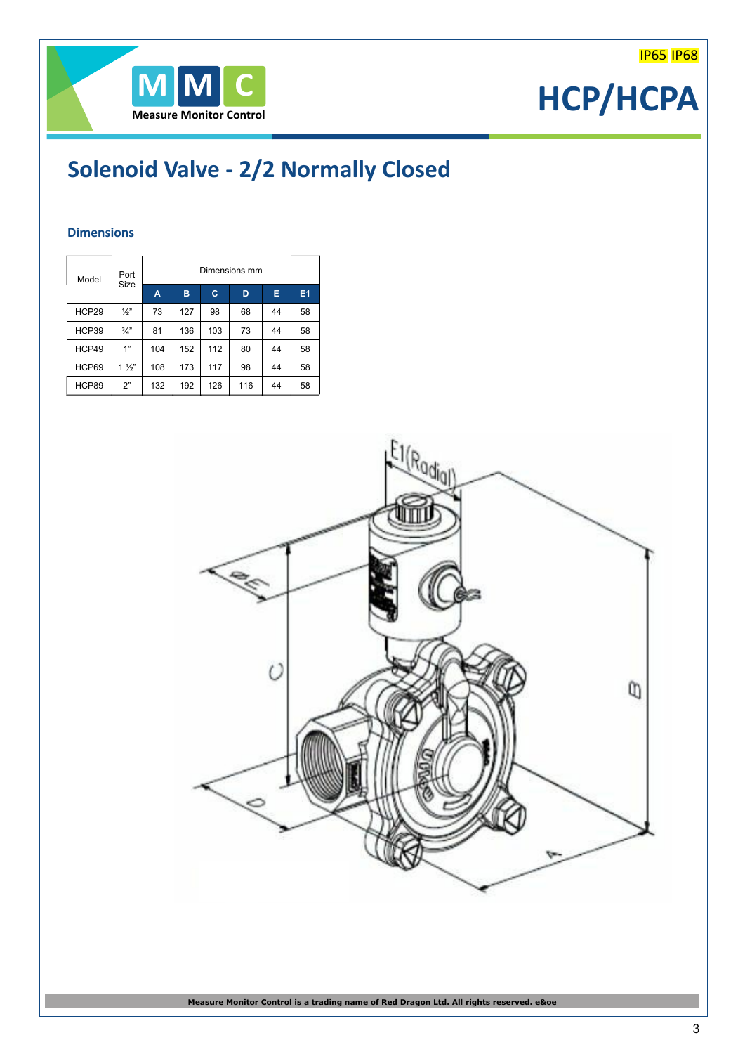IP65 IP68

# HCP/HCPA

## Solenoid Valve - 2/2 Normally Closed

### Dimensions

| Model | Port Size | Dimensions mm | | | | | |
|---|---|---|---|---|---|---|---|
| | | A | B | C | D | E | E1 |
| HCP29 | ½" | 73 | 127 | 98 | 68 | 44 | 58 |
| HCP39 | ¾" | 81 | 136 | 103 | 73 | 44 | 58 |
| HCP49 | 1" | 104 | 152 | 112 | 80 | 44 | 58 |
| HCP69 | 1 ½" | 108 | 173 | 117 | 98 | 44 | 58 |
| HCP89 | 2" | 132 | 192 | 126 | 116 | 44 | 58 |

Measure Monitor Control is a trading name of Red Dragon Ltd. All rights reserved. e&oe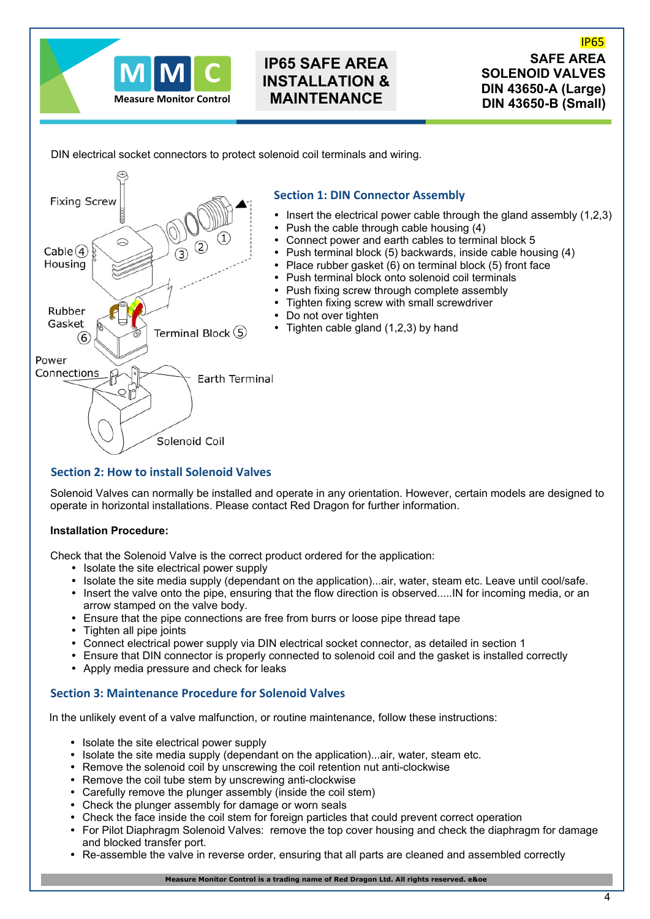# IP65 SAFE AREA INSTALLATION & MAINTENANCE

IP65
**SAFE AREA SOLENOID VALVES**
**DIN 43650-A (Large)**
**DIN 43650-B (Small)**

DIN electrical socket connectors to protect solenoid coil terminals and wiring.

Fixing Screw
Cable (4) Housing
Rubber Gasket (6)
Terminal Block (5)
Power Connections
Earth Terminal
Solenoid Coil

## Section 1: DIN Connector Assembly

- Insert the electrical power cable through the gland assembly (1,2,3)
- Push the cable through cable housing (4)
- Connect power and earth cables to terminal block 5
- Push terminal block (5) backwards, inside cable housing (4)
- Place rubber gasket (6) on terminal block (5) front face
- Push terminal block onto solenoid coil terminals
- Push fixing screw through complete assembly
- Tighten fixing screw with small screwdriver
- Do not over tighten
- Tighten cable gland (1,2,3) by hand

## Section 2: How to install Solenoid Valves

Solenoid Valves can normally be installed and operate in any orientation. However, certain models are designed to operate in horizontal installations. Please contact Red Dragon for further information.

**Installation Procedure:**

Check that the Solenoid Valve is the correct product ordered for the application:

- Isolate the site electrical power supply
- Isolate the site media supply (dependant on the application)...air, water, steam etc. Leave until cool/safe.
- Insert the valve onto the pipe, ensuring that the flow direction is observed.....IN for incoming media, or an arrow stamped on the valve body.
- Ensure that the pipe connections are free from burrs or loose pipe thread tape
- Tighten all pipe joints
- Connect electrical power supply via DIN electrical socket connector, as detailed in section 1
- Ensure that DIN connector is properly connected to solenoid coil and the gasket is installed correctly
- Apply media pressure and check for leaks

## Section 3: Maintenance Procedure for Solenoid Valves

In the unlikely event of a valve malfunction, or routine maintenance, follow these instructions:

- Isolate the site electrical power supply
- Isolate the site media supply (dependant on the application)...air, water, steam etc.
- Remove the solenoid coil by unscrewing the coil retention nut anti-clockwise
- Remove the coil tube stem by unscrewing anti-clockwise
- Carefully remove the plunger assembly (inside the coil stem)
- Check the plunger assembly for damage or worn seals
- Check the face inside the coil stem for foreign particles that could prevent correct operation
- For Pilot Diaphragm Solenoid Valves: remove the top cover housing and check the diaphragm for damage and blocked transfer port.
- Re-assemble the valve in reverse order, ensuring that all parts are cleaned and assembled correctly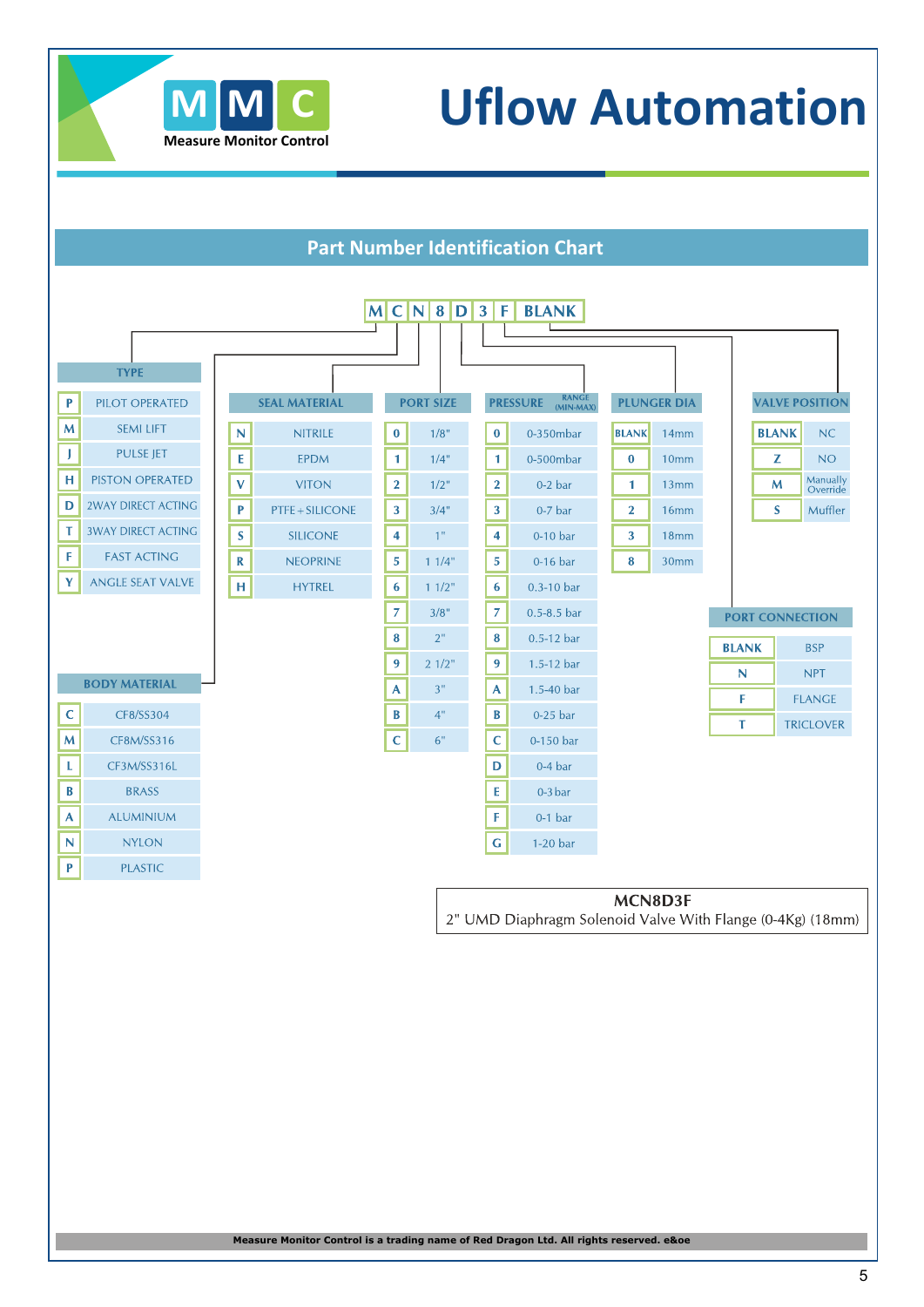# Uflow Automation

MMC Measure Monitor Control

## Part Number Identification Chart

M | C | N | 8 | D | 3 | F | BLANK

### TYPE

| | |
|---|---|
| P | PILOT OPERATED |
| M | SEMI LIFT |
| J | PULSE JET |
| H | PISTON OPERATED |
| D | 2WAY DIRECT ACTING |
| T | 3WAY DIRECT ACTING |
| F | FAST ACTING |
| Y | ANGLE SEAT VALVE |

### BODY MATERIAL

| | |
|---|---|
| C | CF8/SS304 |
| M | CF8M/SS316 |
| L | CF3M/SS316L |
| B | BRASS |
| A | ALUMINIUM |
| N | NYLON |
| P | PLASTIC |

### SEAL MATERIAL

| | |
|---|---|
| N | NITRILE |
| E | EPDM |
| V | VITON |
| P | PTFE+SILICONE |
| S | SILICONE |
| R | NEOPRINE |
| H | HYTREL |

### PORT SIZE

| | |
|---|---|
| 0 | 1/8" |
| 1 | 1/4" |
| 2 | 1/2" |
| 3 | 3/4" |
| 4 | 1" |
| 5 | 1 1/4" |
| 6 | 1 1/2" |
| 7 | 3/8" |
| 8 | 2" |
| 9 | 2 1/2" |
| A | 3" |
| B | 4" |
| C | 6" |

### PRESSURE RANGE (MIN-MAX)

| | |
|---|---|
| 0 | 0-350mbar |
| 1 | 0-500mbar |
| 2 | 0-2 bar |
| 3 | 0-7 bar |
| 4 | 0-10 bar |
| 5 | 0-16 bar |
| 6 | 0.3-10 bar |
| 7 | 0.5-8.5 bar |
| 8 | 0.5-12 bar |
| 9 | 1.5-12 bar |
| A | 1.5-40 bar |
| B | 0-25 bar |
| C | 0-150 bar |
| D | 0-4 bar |
| E | 0-3 bar |
| F | 0-1 bar |
| G | 1-20 bar |

### PLUNGER DIA

| | |
|---|---|
| BLANK | 14mm |
| 0 | 10mm |
| 1 | 13mm |
| 2 | 16mm |
| 3 | 18mm |
| 8 | 30mm |

### VALVE POSITION

| | |
|---|---|
| BLANK | NC |
| Z | NO |
| M | Manually Override |
| S | Muffler |

### PORT CONNECTION

| | |
|---|---|
| BLANK | BSP |
| N | NPT |
| F | FLANGE |
| T | TRICLOVER |

**MCN8D3F**

2" UMD Diaphragm Solenoid Valve With Flange (0-4Kg) (18mm)

Measure Monitor Control is a trading name of Red Dragon Ltd. All rights reserved. e&oe